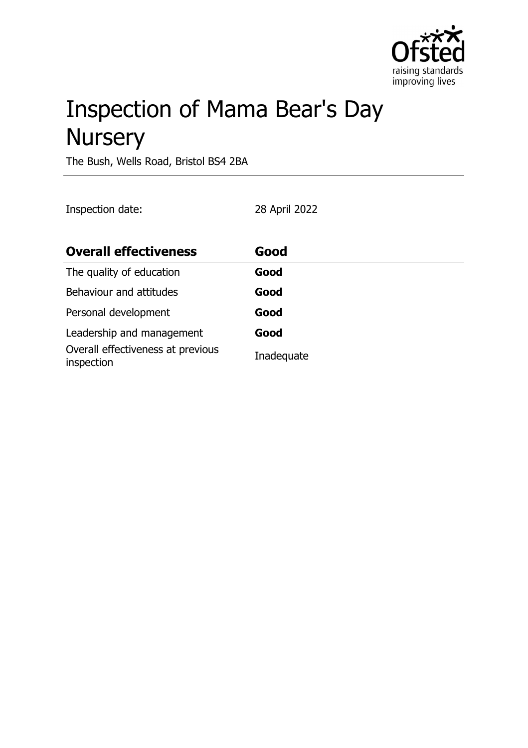# Inspection of Mama Bear's Day Nursery

The Bush, Wells Road, Bristol BS4 2BA

Inspection date: 28 April 2022

| **Overall effectiveness** | **Good** |
| --- | --- |
| The quality of education | **Good** |
| Behaviour and attitudes | **Good** |
| Personal development | **Good** |
| Leadership and management | **Good** |
| Overall effectiveness at previous inspection | Inadequate |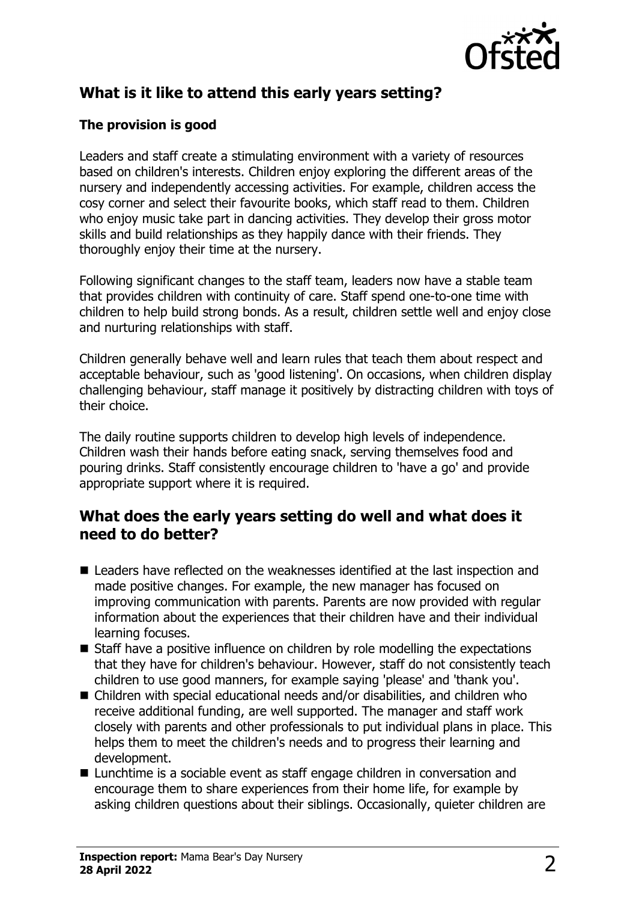## What is it like to attend this early years setting?

### The provision is good

Leaders and staff create a stimulating environment with a variety of resources based on children's interests. Children enjoy exploring the different areas of the nursery and independently accessing activities. For example, children access the cosy corner and select their favourite books, which staff read to them. Children who enjoy music take part in dancing activities. They develop their gross motor skills and build relationships as they happily dance with their friends. They thoroughly enjoy their time at the nursery.

Following significant changes to the staff team, leaders now have a stable team that provides children with continuity of care. Staff spend one-to-one time with children to help build strong bonds. As a result, children settle well and enjoy close and nurturing relationships with staff.

Children generally behave well and learn rules that teach them about respect and acceptable behaviour, such as 'good listening'. On occasions, when children display challenging behaviour, staff manage it positively by distracting children with toys of their choice.

The daily routine supports children to develop high levels of independence. Children wash their hands before eating snack, serving themselves food and pouring drinks. Staff consistently encourage children to 'have a go' and provide appropriate support where it is required.

## What does the early years setting do well and what does it need to do better?

- Leaders have reflected on the weaknesses identified at the last inspection and made positive changes. For example, the new manager has focused on improving communication with parents. Parents are now provided with regular information about the experiences that their children have and their individual learning focuses.
- Staff have a positive influence on children by role modelling the expectations that they have for children's behaviour. However, staff do not consistently teach children to use good manners, for example saying 'please' and 'thank you'.
- Children with special educational needs and/or disabilities, and children who receive additional funding, are well supported. The manager and staff work closely with parents and other professionals to put individual plans in place. This helps them to meet the children's needs and to progress their learning and development.
- Lunchtime is a sociable event as staff engage children in conversation and encourage them to share experiences from their home life, for example by asking children questions about their siblings. Occasionally, quieter children are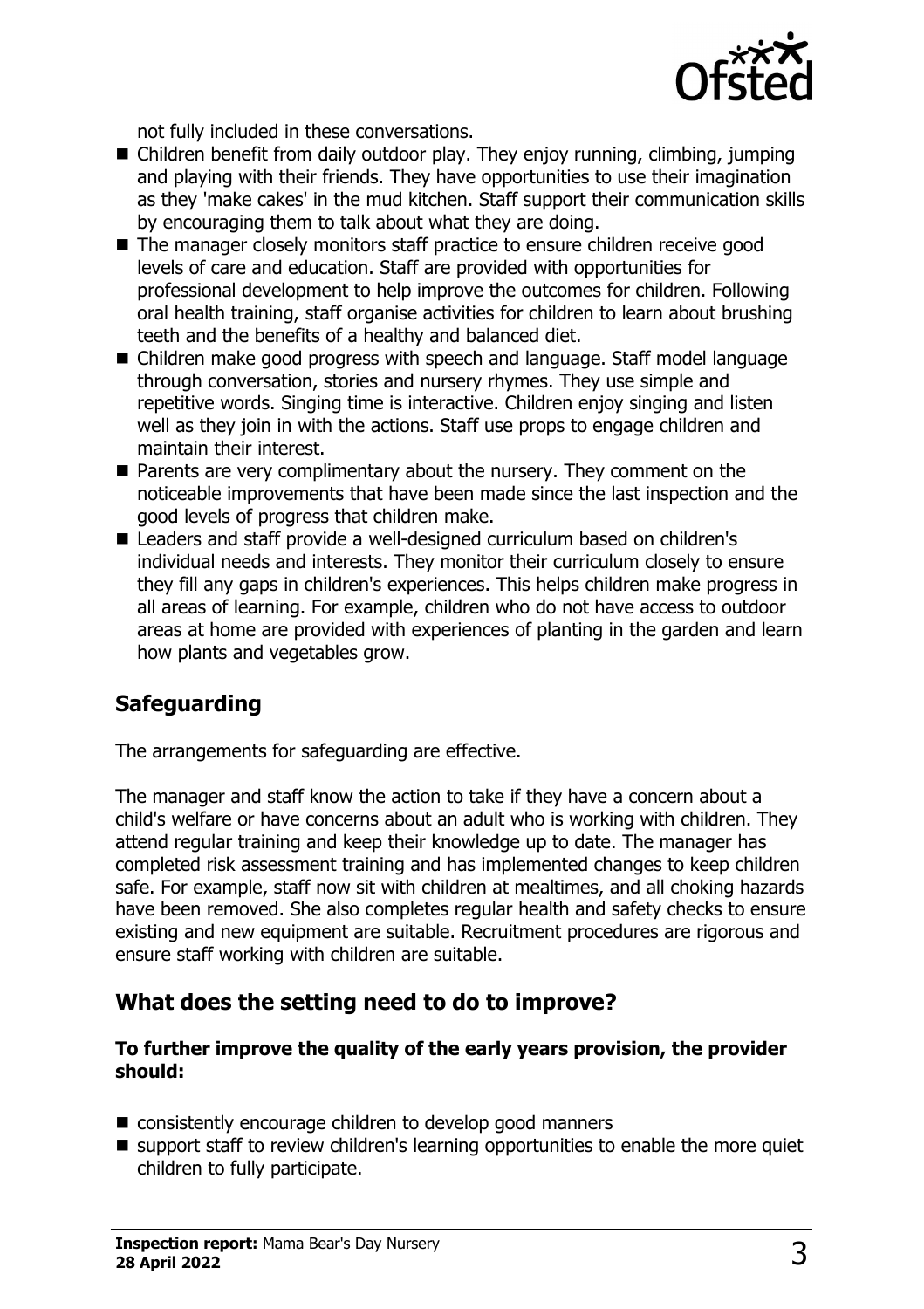not fully included in these conversations.

- Children benefit from daily outdoor play. They enjoy running, climbing, jumping and playing with their friends. They have opportunities to use their imagination as they 'make cakes' in the mud kitchen. Staff support their communication skills by encouraging them to talk about what they are doing.
- The manager closely monitors staff practice to ensure children receive good levels of care and education. Staff are provided with opportunities for professional development to help improve the outcomes for children. Following oral health training, staff organise activities for children to learn about brushing teeth and the benefits of a healthy and balanced diet.
- Children make good progress with speech and language. Staff model language through conversation, stories and nursery rhymes. They use simple and repetitive words. Singing time is interactive. Children enjoy singing and listen well as they join in with the actions. Staff use props to engage children and maintain their interest.
- Parents are very complimentary about the nursery. They comment on the noticeable improvements that have been made since the last inspection and the good levels of progress that children make.
- Leaders and staff provide a well-designed curriculum based on children's individual needs and interests. They monitor their curriculum closely to ensure they fill any gaps in children's experiences. This helps children make progress in all areas of learning. For example, children who do not have access to outdoor areas at home are provided with experiences of planting in the garden and learn how plants and vegetables grow.

## Safeguarding

The arrangements for safeguarding are effective.

The manager and staff know the action to take if they have a concern about a child's welfare or have concerns about an adult who is working with children. They attend regular training and keep their knowledge up to date. The manager has completed risk assessment training and has implemented changes to keep children safe. For example, staff now sit with children at mealtimes, and all choking hazards have been removed. She also completes regular health and safety checks to ensure existing and new equipment are suitable. Recruitment procedures are rigorous and ensure staff working with children are suitable.

## What does the setting need to do to improve?

**To further improve the quality of the early years provision, the provider should:**

- consistently encourage children to develop good manners
- support staff to review children's learning opportunities to enable the more quiet children to fully participate.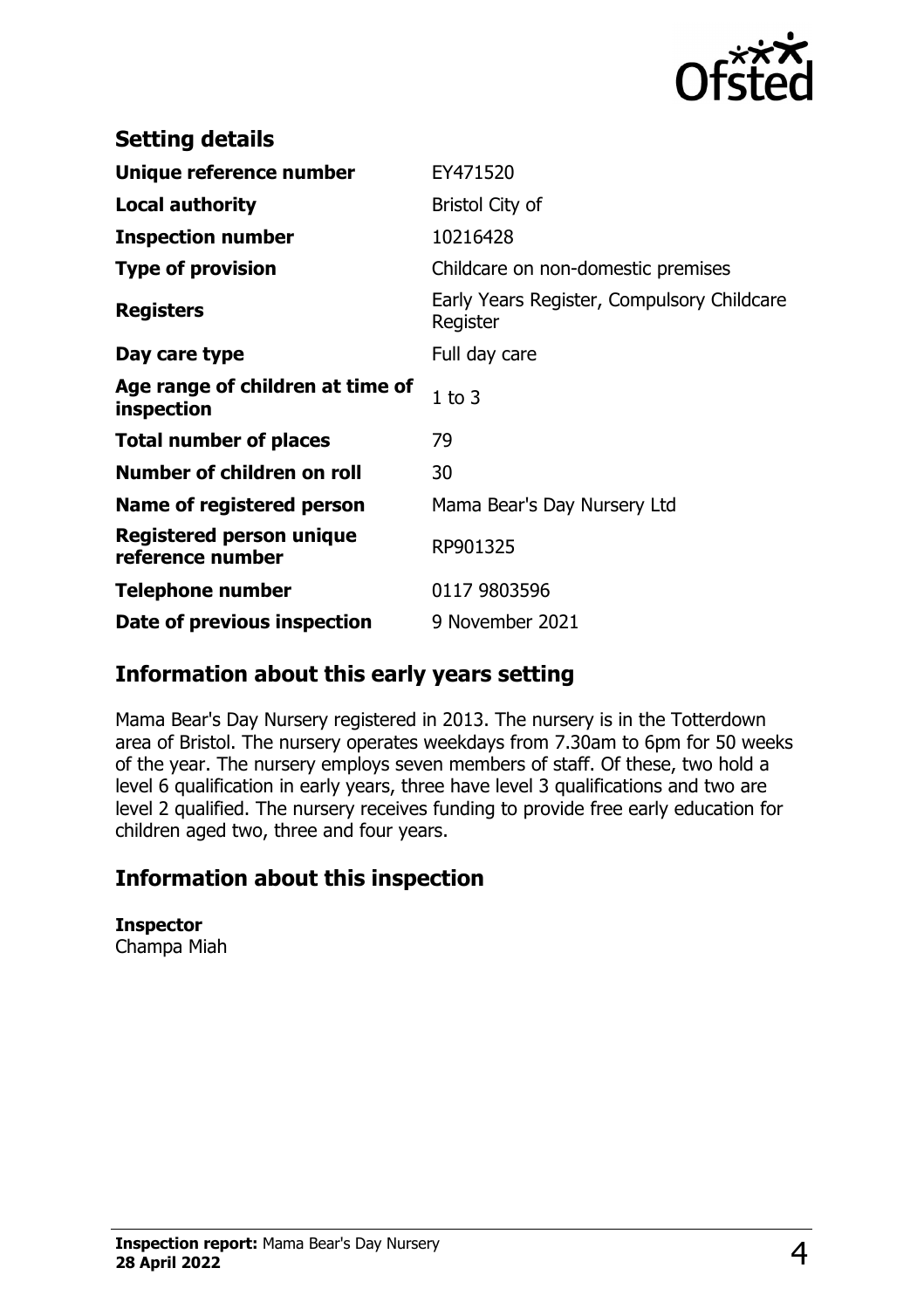## Setting details

| | |
|---|---|
| **Unique reference number** | EY471520 |
| **Local authority** | Bristol City of |
| **Inspection number** | 10216428 |
| **Type of provision** | Childcare on non-domestic premises |
| **Registers** | Early Years Register, Compulsory Childcare Register |
| **Day care type** | Full day care |
| **Age range of children at time of inspection** | 1 to 3 |
| **Total number of places** | 79 |
| **Number of children on roll** | 30 |
| **Name of registered person** | Mama Bear's Day Nursery Ltd |
| **Registered person unique reference number** | RP901325 |
| **Telephone number** | 0117 9803596 |
| **Date of previous inspection** | 9 November 2021 |

## Information about this early years setting

Mama Bear's Day Nursery registered in 2013. The nursery is in the Totterdown area of Bristol. The nursery operates weekdays from 7.30am to 6pm for 50 weeks of the year. The nursery employs seven members of staff. Of these, two hold a level 6 qualification in early years, three have level 3 qualifications and two are level 2 qualified. The nursery receives funding to provide free early education for children aged two, three and four years.

## Information about this inspection

**Inspector**
Champa Miah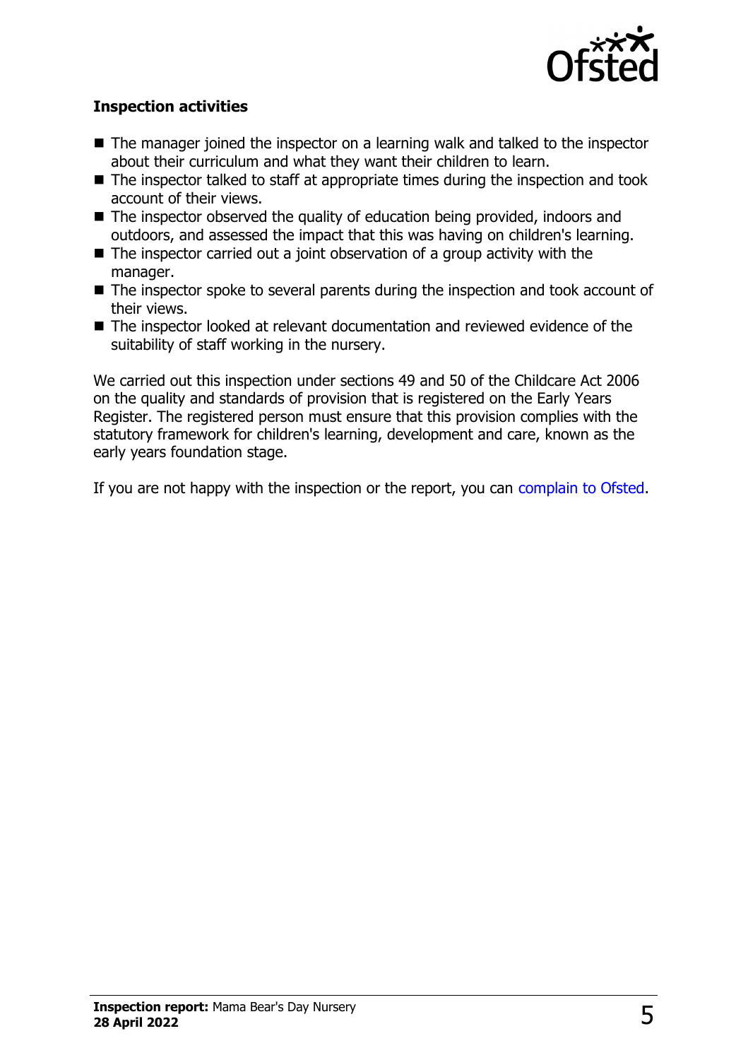## Inspection activities

- The manager joined the inspector on a learning walk and talked to the inspector about their curriculum and what they want their children to learn.
- The inspector talked to staff at appropriate times during the inspection and took account of their views.
- The inspector observed the quality of education being provided, indoors and outdoors, and assessed the impact that this was having on children's learning.
- The inspector carried out a joint observation of a group activity with the manager.
- The inspector spoke to several parents during the inspection and took account of their views.
- The inspector looked at relevant documentation and reviewed evidence of the suitability of staff working in the nursery.

We carried out this inspection under sections 49 and 50 of the Childcare Act 2006 on the quality and standards of provision that is registered on the Early Years Register. The registered person must ensure that this provision complies with the statutory framework for children's learning, development and care, known as the early years foundation stage.

If you are not happy with the inspection or the report, you can complain to Ofsted.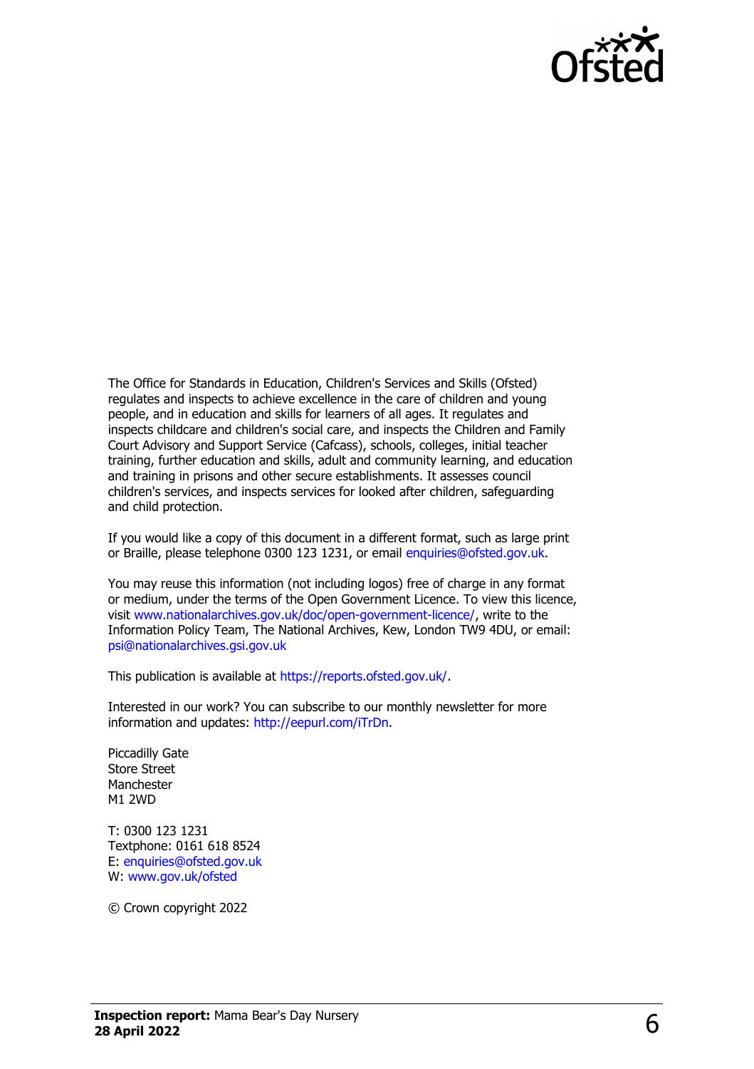The Office for Standards in Education, Children's Services and Skills (Ofsted) regulates and inspects to achieve excellence in the care of children and young people, and in education and skills for learners of all ages. It regulates and inspects childcare and children's social care, and inspects the Children and Family Court Advisory and Support Service (Cafcass), schools, colleges, initial teacher training, further education and skills, adult and community learning, and education and training in prisons and other secure establishments. It assesses council children's services, and inspects services for looked after children, safeguarding and child protection.

If you would like a copy of this document in a different format, such as large print or Braille, please telephone 0300 123 1231, or email enquiries@ofsted.gov.uk.

You may reuse this information (not including logos) free of charge in any format or medium, under the terms of the Open Government Licence. To view this licence, visit www.nationalarchives.gov.uk/doc/open-government-licence/, write to the Information Policy Team, The National Archives, Kew, London TW9 4DU, or email: psi@nationalarchives.gsi.gov.uk

This publication is available at https://reports.ofsted.gov.uk/.

Interested in our work? You can subscribe to our monthly newsletter for more information and updates: http://eepurl.com/iTrDn.

Piccadilly Gate
Store Street
Manchester
M1 2WD

T: 0300 123 1231
Textphone: 0161 618 8524
E: enquiries@ofsted.gov.uk
W: www.gov.uk/ofsted

© Crown copyright 2022